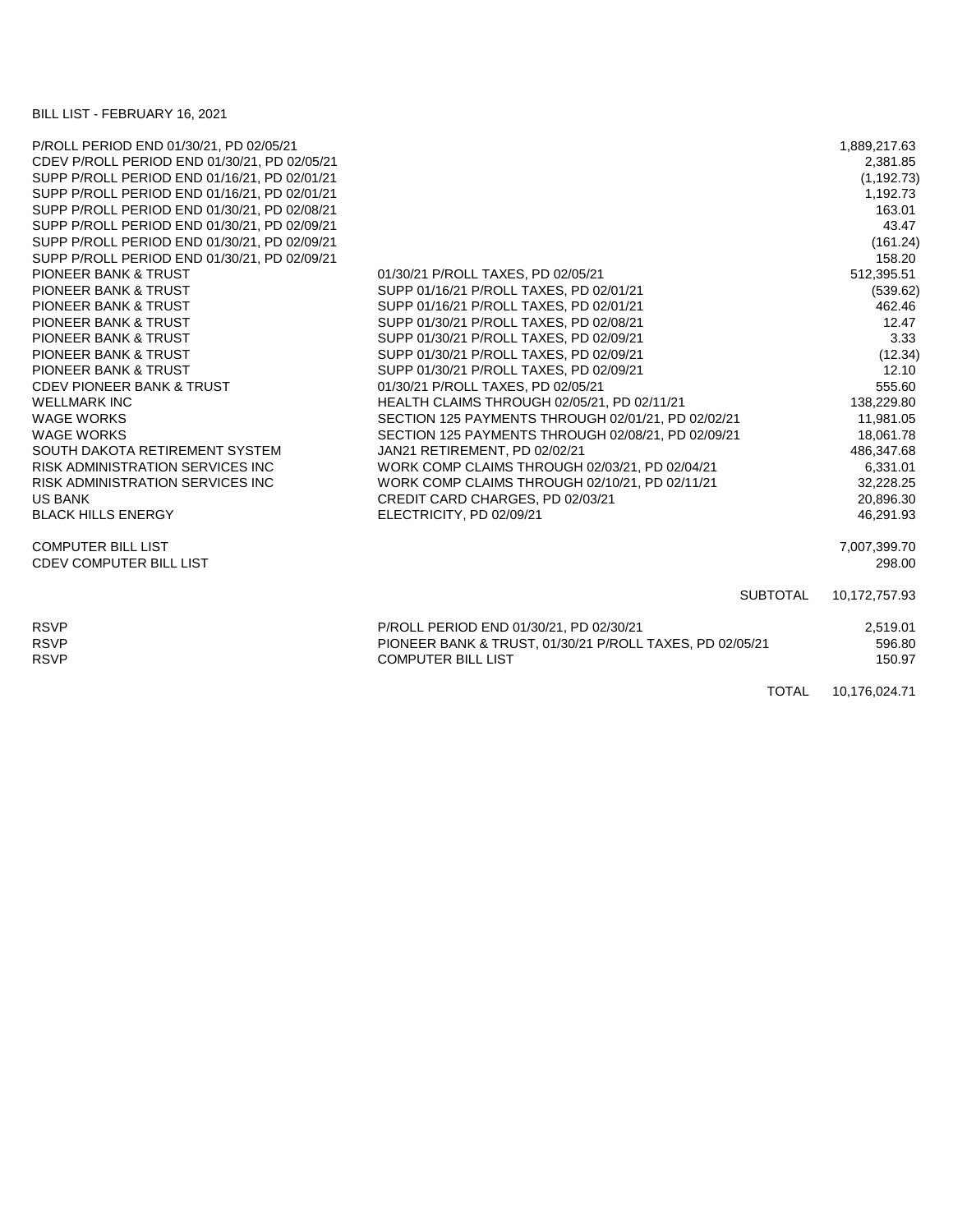BILL LIST - FEBRUARY 16, 2021

| | | |
|---|---|---|
| P/ROLL PERIOD END 01/30/21, PD 02/05/21 | | 1,889,217.63 |
| CDEV P/ROLL PERIOD END 01/30/21, PD 02/05/21 | | 2,381.85 |
| SUPP P/ROLL PERIOD END 01/16/21, PD 02/01/21 | | (1,192.73) |
| SUPP P/ROLL PERIOD END 01/16/21, PD 02/01/21 | | 1,192.73 |
| SUPP P/ROLL PERIOD END 01/30/21, PD 02/08/21 | | 163.01 |
| SUPP P/ROLL PERIOD END 01/30/21, PD 02/09/21 | | 43.47 |
| SUPP P/ROLL PERIOD END 01/30/21, PD 02/09/21 | | (161.24) |
| SUPP P/ROLL PERIOD END 01/30/21, PD 02/09/21 | | 158.20 |
| PIONEER BANK & TRUST | 01/30/21 P/ROLL TAXES, PD 02/05/21 | 512,395.51 |
| PIONEER BANK & TRUST | SUPP 01/16/21 P/ROLL TAXES, PD 02/01/21 | (539.62) |
| PIONEER BANK & TRUST | SUPP 01/16/21 P/ROLL TAXES, PD 02/01/21 | 462.46 |
| PIONEER BANK & TRUST | SUPP 01/30/21 P/ROLL TAXES, PD 02/08/21 | 12.47 |
| PIONEER BANK & TRUST | SUPP 01/30/21 P/ROLL TAXES, PD 02/09/21 | 3.33 |
| PIONEER BANK & TRUST | SUPP 01/30/21 P/ROLL TAXES, PD 02/09/21 | (12.34) |
| PIONEER BANK & TRUST | SUPP 01/30/21 P/ROLL TAXES, PD 02/09/21 | 12.10 |
| CDEV PIONEER BANK & TRUST | 01/30/21 P/ROLL TAXES, PD 02/05/21 | 555.60 |
| WELLMARK INC | HEALTH CLAIMS THROUGH 02/05/21, PD 02/11/21 | 138,229.80 |
| WAGE WORKS | SECTION 125 PAYMENTS THROUGH 02/01/21, PD 02/02/21 | 11,981.05 |
| WAGE WORKS | SECTION 125 PAYMENTS THROUGH 02/08/21, PD 02/09/21 | 18,061.78 |
| SOUTH DAKOTA RETIREMENT SYSTEM | JAN21 RETIREMENT, PD 02/02/21 | 486,347.68 |
| RISK ADMINISTRATION SERVICES INC | WORK COMP CLAIMS THROUGH 02/03/21, PD 02/04/21 | 6,331.01 |
| RISK ADMINISTRATION SERVICES INC | WORK COMP CLAIMS THROUGH 02/10/21, PD 02/11/21 | 32,228.25 |
| US BANK | CREDIT CARD CHARGES, PD 02/03/21 | 20,896.30 |
| BLACK HILLS ENERGY | ELECTRICITY, PD 02/09/21 | 46,291.93 |
| | | |
| COMPUTER BILL LIST | | 7,007,399.70 |
| CDEV COMPUTER BILL LIST | | 298.00 |
| | | |
| | SUBTOTAL | 10,172,757.93 |
| | | |
| RSVP | P/ROLL PERIOD END 01/30/21, PD 02/30/21 | 2,519.01 |
| RSVP | PIONEER BANK & TRUST, 01/30/21 P/ROLL TAXES, PD 02/05/21 | 596.80 |
| RSVP | COMPUTER BILL LIST | 150.97 |
| | | |
| | TOTAL | 10,176,024.71 |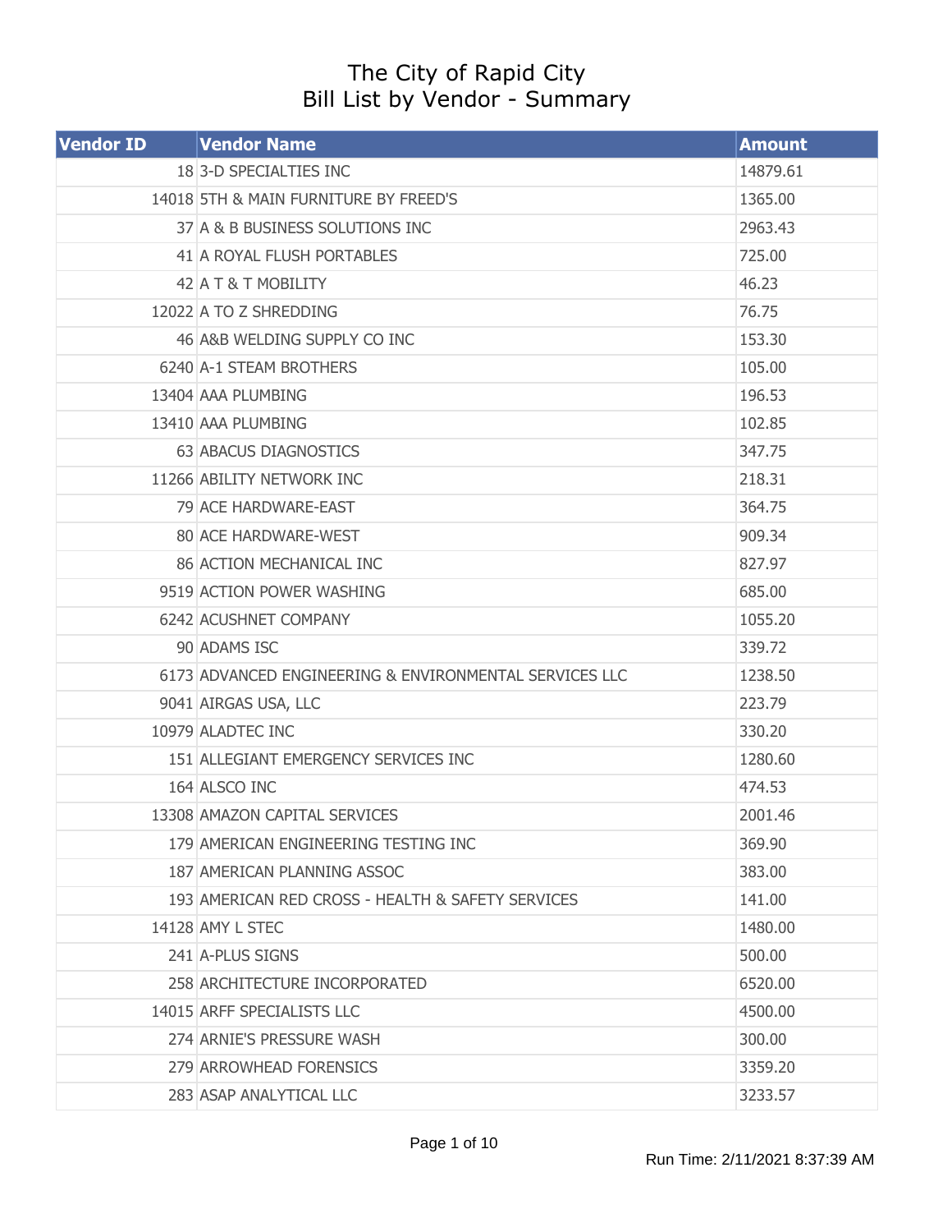# The City of Rapid City
## Bill List by Vendor - Summary

| Vendor ID | Vendor Name | Amount |
|---|---|---|
| 18 | 3-D SPECIALTIES INC | 14879.61 |
| 14018 | 5TH & MAIN FURNITURE BY FREED'S | 1365.00 |
| 37 | A & B BUSINESS SOLUTIONS INC | 2963.43 |
| 41 | A ROYAL FLUSH PORTABLES | 725.00 |
| 42 | A T & T MOBILITY | 46.23 |
| 12022 | A TO Z SHREDDING | 76.75 |
| 46 | A&B WELDING SUPPLY CO INC | 153.30 |
| 6240 | A-1 STEAM BROTHERS | 105.00 |
| 13404 | AAA PLUMBING | 196.53 |
| 13410 | AAA PLUMBING | 102.85 |
| 63 | ABACUS DIAGNOSTICS | 347.75 |
| 11266 | ABILITY NETWORK INC | 218.31 |
| 79 | ACE HARDWARE-EAST | 364.75 |
| 80 | ACE HARDWARE-WEST | 909.34 |
| 86 | ACTION MECHANICAL INC | 827.97 |
| 9519 | ACTION POWER WASHING | 685.00 |
| 6242 | ACUSHNET COMPANY | 1055.20 |
| 90 | ADAMS ISC | 339.72 |
| 6173 | ADVANCED ENGINEERING & ENVIRONMENTAL SERVICES LLC | 1238.50 |
| 9041 | AIRGAS USA, LLC | 223.79 |
| 10979 | ALADTEC INC | 330.20 |
| 151 | ALLEGIANT EMERGENCY SERVICES INC | 1280.60 |
| 164 | ALSCO INC | 474.53 |
| 13308 | AMAZON CAPITAL SERVICES | 2001.46 |
| 179 | AMERICAN ENGINEERING TESTING INC | 369.90 |
| 187 | AMERICAN PLANNING ASSOC | 383.00 |
| 193 | AMERICAN RED CROSS - HEALTH & SAFETY SERVICES | 141.00 |
| 14128 | AMY L STEC | 1480.00 |
| 241 | A-PLUS SIGNS | 500.00 |
| 258 | ARCHITECTURE INCORPORATED | 6520.00 |
| 14015 | ARFF SPECIALISTS LLC | 4500.00 |
| 274 | ARNIE'S PRESSURE WASH | 300.00 |
| 279 | ARROWHEAD FORENSICS | 3359.20 |
| 283 | ASAP ANALYTICAL LLC | 3233.57 |

Run Time: 2/11/2021 8:37:39 AM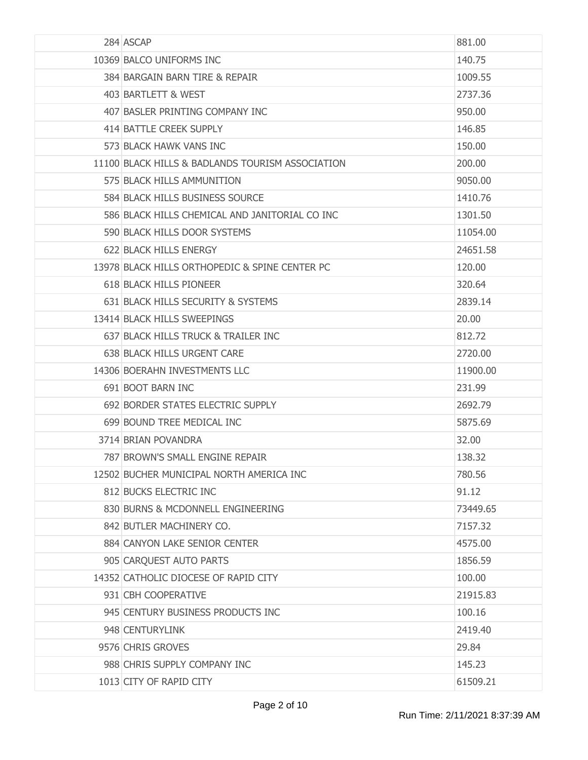| | | |
|---|---|---|
| | 284 ASCAP | 881.00 |
| | 10369 BALCO UNIFORMS INC | 140.75 |
| | 384 BARGAIN BARN TIRE & REPAIR | 1009.55 |
| | 403 BARTLETT & WEST | 2737.36 |
| | 407 BASLER PRINTING COMPANY INC | 950.00 |
| | 414 BATTLE CREEK SUPPLY | 146.85 |
| | 573 BLACK HAWK VANS INC | 150.00 |
| | 11100 BLACK HILLS & BADLANDS TOURISM ASSOCIATION | 200.00 |
| | 575 BLACK HILLS AMMUNITION | 9050.00 |
| | 584 BLACK HILLS BUSINESS SOURCE | 1410.76 |
| | 586 BLACK HILLS CHEMICAL AND JANITORIAL CO INC | 1301.50 |
| | 590 BLACK HILLS DOOR SYSTEMS | 11054.00 |
| | 622 BLACK HILLS ENERGY | 24651.58 |
| | 13978 BLACK HILLS ORTHOPEDIC & SPINE CENTER PC | 120.00 |
| | 618 BLACK HILLS PIONEER | 320.64 |
| | 631 BLACK HILLS SECURITY & SYSTEMS | 2839.14 |
| | 13414 BLACK HILLS SWEEPINGS | 20.00 |
| | 637 BLACK HILLS TRUCK & TRAILER INC | 812.72 |
| | 638 BLACK HILLS URGENT CARE | 2720.00 |
| | 14306 BOERAHN INVESTMENTS LLC | 11900.00 |
| | 691 BOOT BARN INC | 231.99 |
| | 692 BORDER STATES ELECTRIC SUPPLY | 2692.79 |
| | 699 BOUND TREE MEDICAL INC | 5875.69 |
| | 3714 BRIAN POVANDRA | 32.00 |
| | 787 BROWN'S SMALL ENGINE REPAIR | 138.32 |
| | 12502 BUCHER MUNICIPAL NORTH AMERICA INC | 780.56 |
| | 812 BUCKS ELECTRIC INC | 91.12 |
| | 830 BURNS & MCDONNELL ENGINEERING | 73449.65 |
| | 842 BUTLER MACHINERY CO. | 7157.32 |
| | 884 CANYON LAKE SENIOR CENTER | 4575.00 |
| | 905 CARQUEST AUTO PARTS | 1856.59 |
| | 14352 CATHOLIC DIOCESE OF RAPID CITY | 100.00 |
| | 931 CBH COOPERATIVE | 21915.83 |
| | 945 CENTURY BUSINESS PRODUCTS INC | 100.16 |
| | 948 CENTURYLINK | 2419.40 |
| | 9576 CHRIS GROVES | 29.84 |
| | 988 CHRIS SUPPLY COMPANY INC | 145.23 |
| | 1013 CITY OF RAPID CITY | 61509.21 |

Run Time: 2/11/2021 8:37:39 AM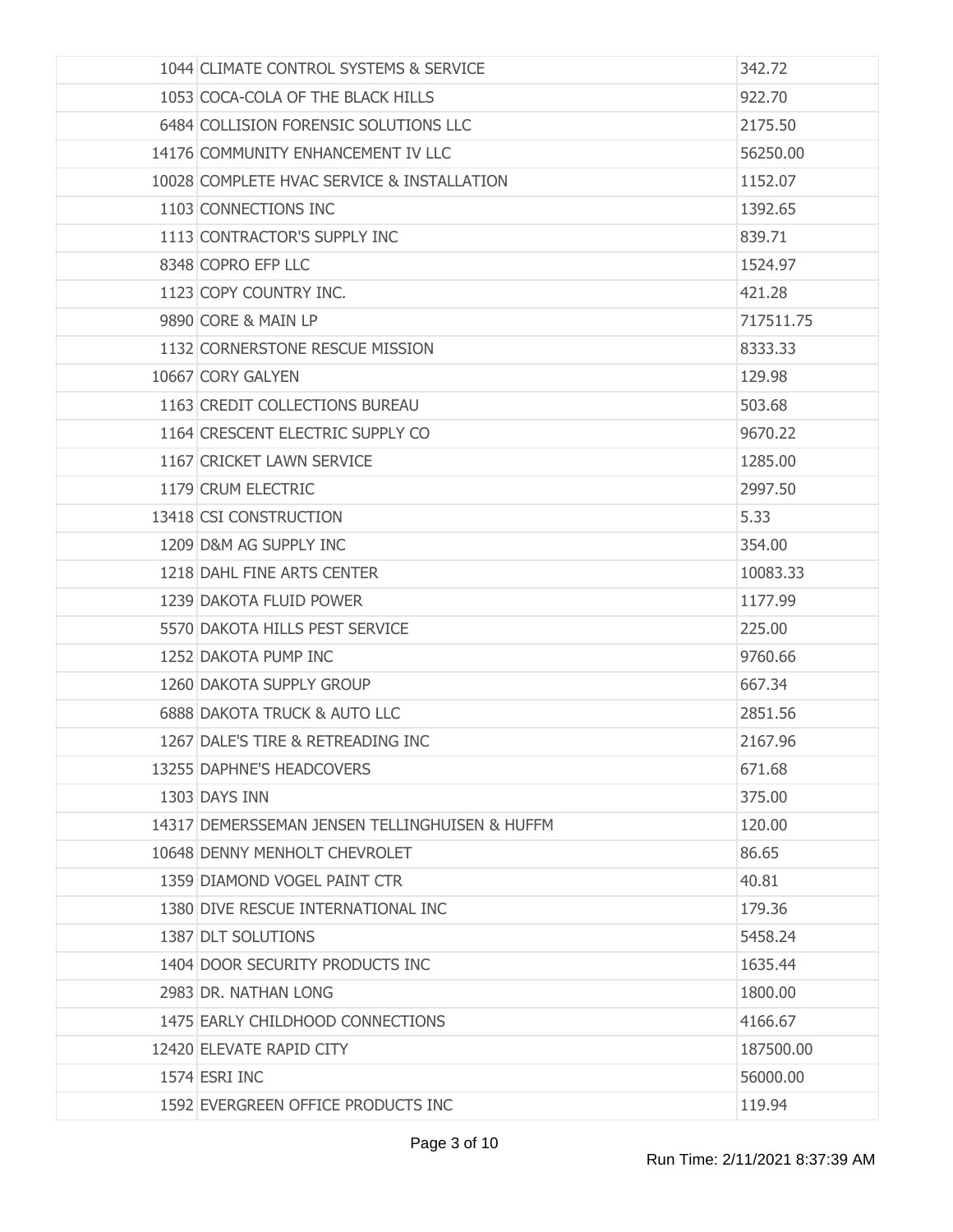| | | |
|---|---|---|
| 1044 | CLIMATE CONTROL SYSTEMS & SERVICE | 342.72 |
| 1053 | COCA-COLA OF THE BLACK HILLS | 922.70 |
| 6484 | COLLISION FORENSIC SOLUTIONS LLC | 2175.50 |
| 14176 | COMMUNITY ENHANCEMENT IV LLC | 56250.00 |
| 10028 | COMPLETE HVAC SERVICE & INSTALLATION | 1152.07 |
| 1103 | CONNECTIONS INC | 1392.65 |
| 1113 | CONTRACTOR'S SUPPLY INC | 839.71 |
| 8348 | COPRO EFP LLC | 1524.97 |
| 1123 | COPY COUNTRY INC. | 421.28 |
| 9890 | CORE & MAIN LP | 717511.75 |
| 1132 | CORNERSTONE RESCUE MISSION | 8333.33 |
| 10667 | CORY GALYEN | 129.98 |
| 1163 | CREDIT COLLECTIONS BUREAU | 503.68 |
| 1164 | CRESCENT ELECTRIC SUPPLY CO | 9670.22 |
| 1167 | CRICKET LAWN SERVICE | 1285.00 |
| 1179 | CRUM ELECTRIC | 2997.50 |
| 13418 | CSI CONSTRUCTION | 5.33 |
| 1209 | D&M AG SUPPLY INC | 354.00 |
| 1218 | DAHL FINE ARTS CENTER | 10083.33 |
| 1239 | DAKOTA FLUID POWER | 1177.99 |
| 5570 | DAKOTA HILLS PEST SERVICE | 225.00 |
| 1252 | DAKOTA PUMP INC | 9760.66 |
| 1260 | DAKOTA SUPPLY GROUP | 667.34 |
| 6888 | DAKOTA TRUCK & AUTO LLC | 2851.56 |
| 1267 | DALE'S TIRE & RETREADING INC | 2167.96 |
| 13255 | DAPHNE'S HEADCOVERS | 671.68 |
| 1303 | DAYS INN | 375.00 |
| 14317 | DEMERSSEMAN JENSEN TELLINGHUISEN & HUFFM | 120.00 |
| 10648 | DENNY MENHOLT CHEVROLET | 86.65 |
| 1359 | DIAMOND VOGEL PAINT CTR | 40.81 |
| 1380 | DIVE RESCUE INTERNATIONAL INC | 179.36 |
| 1387 | DLT SOLUTIONS | 5458.24 |
| 1404 | DOOR SECURITY PRODUCTS INC | 1635.44 |
| 2983 | DR. NATHAN LONG | 1800.00 |
| 1475 | EARLY CHILDHOOD CONNECTIONS | 4166.67 |
| 12420 | ELEVATE RAPID CITY | 187500.00 |
| 1574 | ESRI INC | 56000.00 |
| 1592 | EVERGREEN OFFICE PRODUCTS INC | 119.94 |

Run Time: 2/11/2021 8:37:39 AM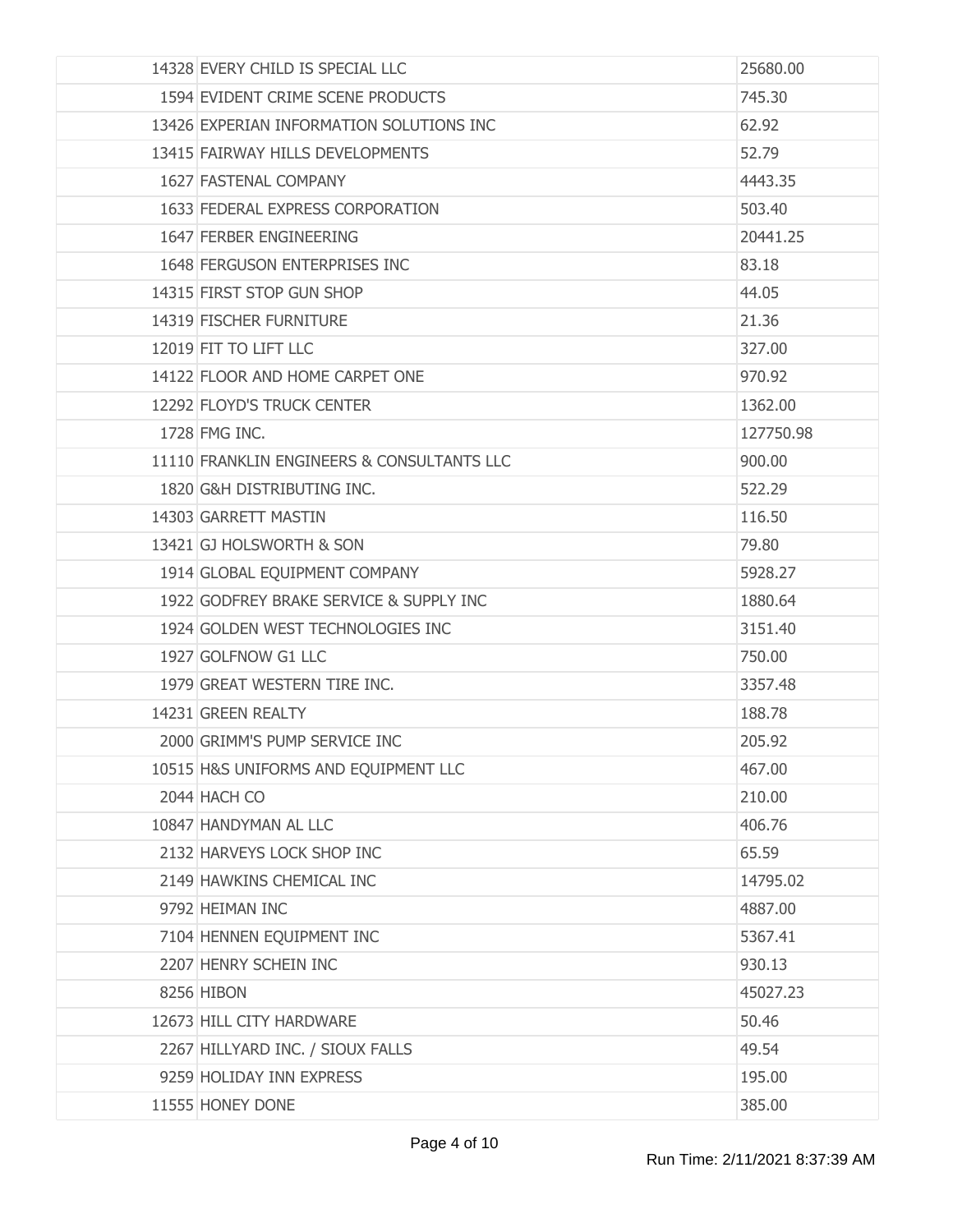| | | |
|---|---|---|
| 14328 | EVERY CHILD IS SPECIAL LLC | 25680.00 |
| 1594 | EVIDENT CRIME SCENE PRODUCTS | 745.30 |
| 13426 | EXPERIAN INFORMATION SOLUTIONS INC | 62.92 |
| 13415 | FAIRWAY HILLS DEVELOPMENTS | 52.79 |
| 1627 | FASTENAL COMPANY | 4443.35 |
| 1633 | FEDERAL EXPRESS CORPORATION | 503.40 |
| 1647 | FERBER ENGINEERING | 20441.25 |
| 1648 | FERGUSON ENTERPRISES INC | 83.18 |
| 14315 | FIRST STOP GUN SHOP | 44.05 |
| 14319 | FISCHER FURNITURE | 21.36 |
| 12019 | FIT TO LIFT LLC | 327.00 |
| 14122 | FLOOR AND HOME CARPET ONE | 970.92 |
| 12292 | FLOYD'S TRUCK CENTER | 1362.00 |
| 1728 | FMG INC. | 127750.98 |
| 11110 | FRANKLIN ENGINEERS & CONSULTANTS LLC | 900.00 |
| 1820 | G&H DISTRIBUTING INC. | 522.29 |
| 14303 | GARRETT MASTIN | 116.50 |
| 13421 | GJ HOLSWORTH & SON | 79.80 |
| 1914 | GLOBAL EQUIPMENT COMPANY | 5928.27 |
| 1922 | GODFREY BRAKE SERVICE & SUPPLY INC | 1880.64 |
| 1924 | GOLDEN WEST TECHNOLOGIES INC | 3151.40 |
| 1927 | GOLFNOW G1 LLC | 750.00 |
| 1979 | GREAT WESTERN TIRE INC. | 3357.48 |
| 14231 | GREEN REALTY | 188.78 |
| 2000 | GRIMM'S PUMP SERVICE INC | 205.92 |
| 10515 | H&S UNIFORMS AND EQUIPMENT LLC | 467.00 |
| 2044 | HACH CO | 210.00 |
| 10847 | HANDYMAN AL LLC | 406.76 |
| 2132 | HARVEYS LOCK SHOP INC | 65.59 |
| 2149 | HAWKINS CHEMICAL INC | 14795.02 |
| 9792 | HEIMAN INC | 4887.00 |
| 7104 | HENNEN EQUIPMENT INC | 5367.41 |
| 2207 | HENRY SCHEIN INC | 930.13 |
| 8256 | HIBON | 45027.23 |
| 12673 | HILL CITY HARDWARE | 50.46 |
| 2267 | HILLYARD INC. / SIOUX FALLS | 49.54 |
| 9259 | HOLIDAY INN EXPRESS | 195.00 |
| 11555 | HONEY DONE | 385.00 |

Run Time: 2/11/2021 8:37:39 AM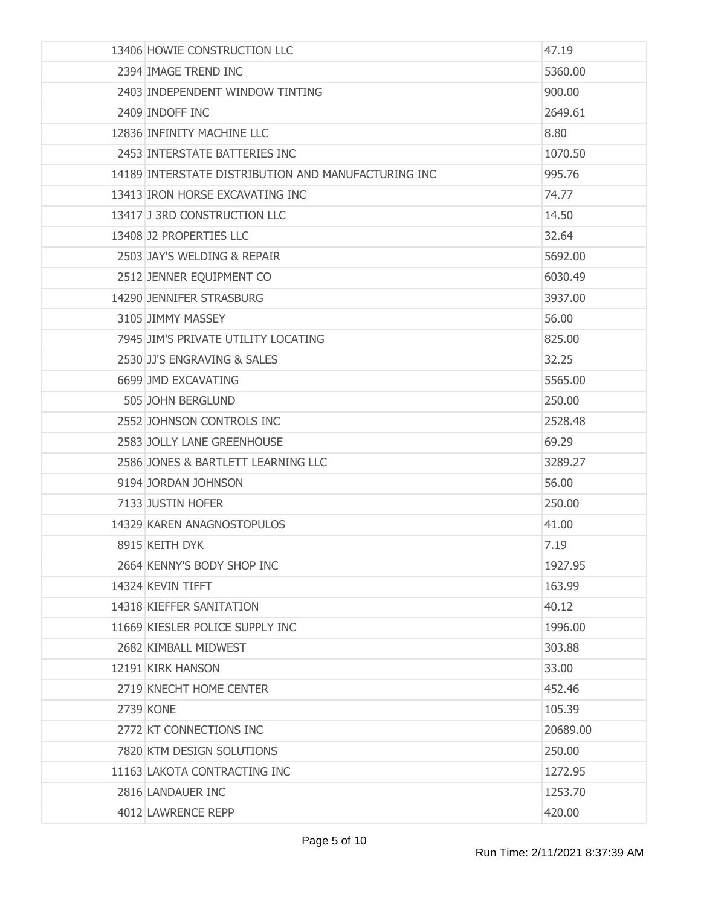| | | |
|---|---|---|
| 13406 | HOWIE CONSTRUCTION LLC | 47.19 |
| 2394 | IMAGE TREND INC | 5360.00 |
| 2403 | INDEPENDENT WINDOW TINTING | 900.00 |
| 2409 | INDOFF INC | 2649.61 |
| 12836 | INFINITY MACHINE LLC | 8.80 |
| 2453 | INTERSTATE BATTERIES INC | 1070.50 |
| 14189 | INTERSTATE DISTRIBUTION AND MANUFACTURING INC | 995.76 |
| 13413 | IRON HORSE EXCAVATING INC | 74.77 |
| 13417 | J 3RD CONSTRUCTION LLC | 14.50 |
| 13408 | J2 PROPERTIES LLC | 32.64 |
| 2503 | JAY'S WELDING & REPAIR | 5692.00 |
| 2512 | JENNER EQUIPMENT CO | 6030.49 |
| 14290 | JENNIFER STRASBURG | 3937.00 |
| 3105 | JIMMY MASSEY | 56.00 |
| 7945 | JIM'S PRIVATE UTILITY LOCATING | 825.00 |
| 2530 | JJ'S ENGRAVING & SALES | 32.25 |
| 6699 | JMD EXCAVATING | 5565.00 |
| 505 | JOHN BERGLUND | 250.00 |
| 2552 | JOHNSON CONTROLS INC | 2528.48 |
| 2583 | JOLLY LANE GREENHOUSE | 69.29 |
| 2586 | JONES & BARTLETT LEARNING LLC | 3289.27 |
| 9194 | JORDAN JOHNSON | 56.00 |
| 7133 | JUSTIN HOFER | 250.00 |
| 14329 | KAREN ANAGNOSTOPULOS | 41.00 |
| 8915 | KEITH DYK | 7.19 |
| 2664 | KENNY'S BODY SHOP INC | 1927.95 |
| 14324 | KEVIN TIFFT | 163.99 |
| 14318 | KIEFFER SANITATION | 40.12 |
| 11669 | KIESLER POLICE SUPPLY INC | 1996.00 |
| 2682 | KIMBALL MIDWEST | 303.88 |
| 12191 | KIRK HANSON | 33.00 |
| 2719 | KNECHT HOME CENTER | 452.46 |
| 2739 | KONE | 105.39 |
| 2772 | KT CONNECTIONS INC | 20689.00 |
| 7820 | KTM DESIGN SOLUTIONS | 250.00 |
| 11163 | LAKOTA CONTRACTING INC | 1272.95 |
| 2816 | LANDAUER INC | 1253.70 |
| 4012 | LAWRENCE REPP | 420.00 |

Run Time: 2/11/2021 8:37:39 AM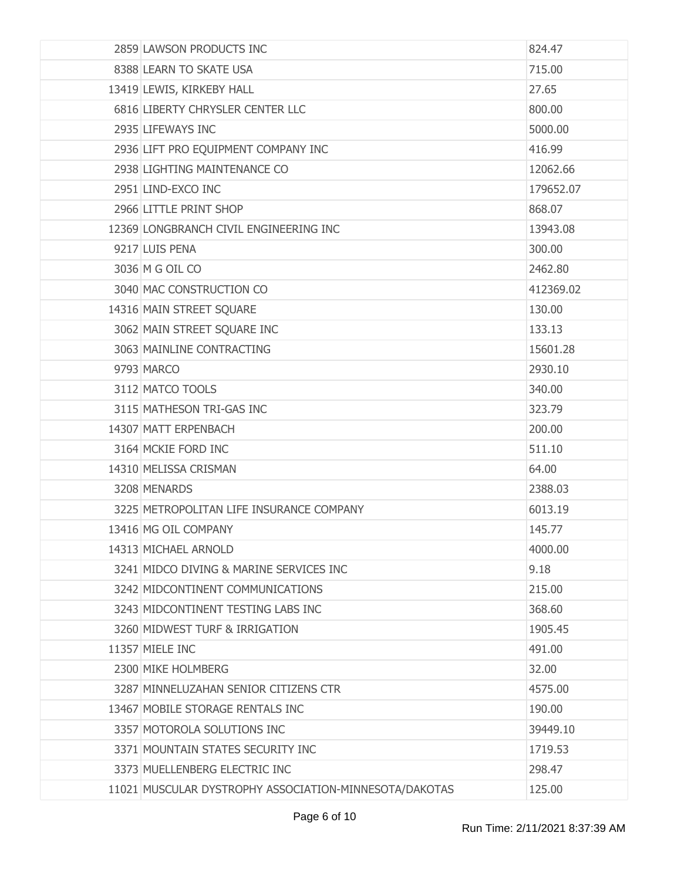| | | |
|---|---|---|
| 2859 | LAWSON PRODUCTS INC | 824.47 |
| 8388 | LEARN TO SKATE USA | 715.00 |
| 13419 | LEWIS, KIRKEBY HALL | 27.65 |
| 6816 | LIBERTY CHRYSLER CENTER LLC | 800.00 |
| 2935 | LIFEWAYS INC | 5000.00 |
| 2936 | LIFT PRO EQUIPMENT COMPANY INC | 416.99 |
| 2938 | LIGHTING MAINTENANCE CO | 12062.66 |
| 2951 | LIND-EXCO INC | 179652.07 |
| 2966 | LITTLE PRINT SHOP | 868.07 |
| 12369 | LONGBRANCH CIVIL ENGINEERING INC | 13943.08 |
| 9217 | LUIS PENA | 300.00 |
| 3036 | M G OIL CO | 2462.80 |
| 3040 | MAC CONSTRUCTION CO | 412369.02 |
| 14316 | MAIN STREET SQUARE | 130.00 |
| 3062 | MAIN STREET SQUARE INC | 133.13 |
| 3063 | MAINLINE CONTRACTING | 15601.28 |
| 9793 | MARCO | 2930.10 |
| 3112 | MATCO TOOLS | 340.00 |
| 3115 | MATHESON TRI-GAS INC | 323.79 |
| 14307 | MATT ERPENBACH | 200.00 |
| 3164 | MCKIE FORD INC | 511.10 |
| 14310 | MELISSA CRISMAN | 64.00 |
| 3208 | MENARDS | 2388.03 |
| 3225 | METROPOLITAN LIFE INSURANCE COMPANY | 6013.19 |
| 13416 | MG OIL COMPANY | 145.77 |
| 14313 | MICHAEL ARNOLD | 4000.00 |
| 3241 | MIDCO DIVING & MARINE SERVICES INC | 9.18 |
| 3242 | MIDCONTINENT COMMUNICATIONS | 215.00 |
| 3243 | MIDCONTINENT TESTING LABS INC | 368.60 |
| 3260 | MIDWEST TURF & IRRIGATION | 1905.45 |
| 11357 | MIELE INC | 491.00 |
| 2300 | MIKE HOLMBERG | 32.00 |
| 3287 | MINNELUZAHAN SENIOR CITIZENS CTR | 4575.00 |
| 13467 | MOBILE STORAGE RENTALS INC | 190.00 |
| 3357 | MOTOROLA SOLUTIONS INC | 39449.10 |
| 3371 | MOUNTAIN STATES SECURITY INC | 1719.53 |
| 3373 | MUELLENBERG ELECTRIC INC | 298.47 |
| 11021 | MUSCULAR DYSTROPHY ASSOCIATION-MINNESOTA/DAKOTAS | 125.00 |

Run Time: 2/11/2021 8:37:39 AM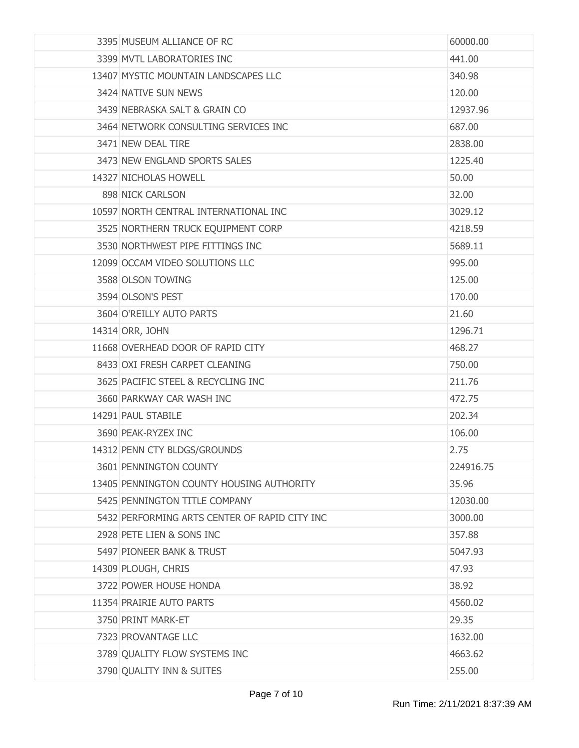| | | |
|---|---|---|
| 3395 | MUSEUM ALLIANCE OF RC | 60000.00 |
| 3399 | MVTL LABORATORIES INC | 441.00 |
| 13407 | MYSTIC MOUNTAIN LANDSCAPES LLC | 340.98 |
| 3424 | NATIVE SUN NEWS | 120.00 |
| 3439 | NEBRASKA SALT & GRAIN CO | 12937.96 |
| 3464 | NETWORK CONSULTING SERVICES INC | 687.00 |
| 3471 | NEW DEAL TIRE | 2838.00 |
| 3473 | NEW ENGLAND SPORTS SALES | 1225.40 |
| 14327 | NICHOLAS HOWELL | 50.00 |
| 898 | NICK CARLSON | 32.00 |
| 10597 | NORTH CENTRAL INTERNATIONAL INC | 3029.12 |
| 3525 | NORTHERN TRUCK EQUIPMENT CORP | 4218.59 |
| 3530 | NORTHWEST PIPE FITTINGS INC | 5689.11 |
| 12099 | OCCAM VIDEO SOLUTIONS LLC | 995.00 |
| 3588 | OLSON TOWING | 125.00 |
| 3594 | OLSON'S PEST | 170.00 |
| 3604 | O'REILLY AUTO PARTS | 21.60 |
| 14314 | ORR, JOHN | 1296.71 |
| 11668 | OVERHEAD DOOR OF RAPID CITY | 468.27 |
| 8433 | OXI FRESH CARPET CLEANING | 750.00 |
| 3625 | PACIFIC STEEL & RECYCLING INC | 211.76 |
| 3660 | PARKWAY CAR WASH INC | 472.75 |
| 14291 | PAUL STABILE | 202.34 |
| 3690 | PEAK-RYZEX INC | 106.00 |
| 14312 | PENN CTY BLDGS/GROUNDS | 2.75 |
| 3601 | PENNINGTON COUNTY | 224916.75 |
| 13405 | PENNINGTON COUNTY HOUSING AUTHORITY | 35.96 |
| 5425 | PENNINGTON TITLE COMPANY | 12030.00 |
| 5432 | PERFORMING ARTS CENTER OF RAPID CITY INC | 3000.00 |
| 2928 | PETE LIEN & SONS INC | 357.88 |
| 5497 | PIONEER BANK & TRUST | 5047.93 |
| 14309 | PLOUGH, CHRIS | 47.93 |
| 3722 | POWER HOUSE HONDA | 38.92 |
| 11354 | PRAIRIE AUTO PARTS | 4560.02 |
| 3750 | PRINT MARK-ET | 29.35 |
| 7323 | PROVANTAGE LLC | 1632.00 |
| 3789 | QUALITY FLOW SYSTEMS INC | 4663.62 |
| 3790 | QUALITY INN & SUITES | 255.00 |

Run Time: 2/11/2021 8:37:39 AM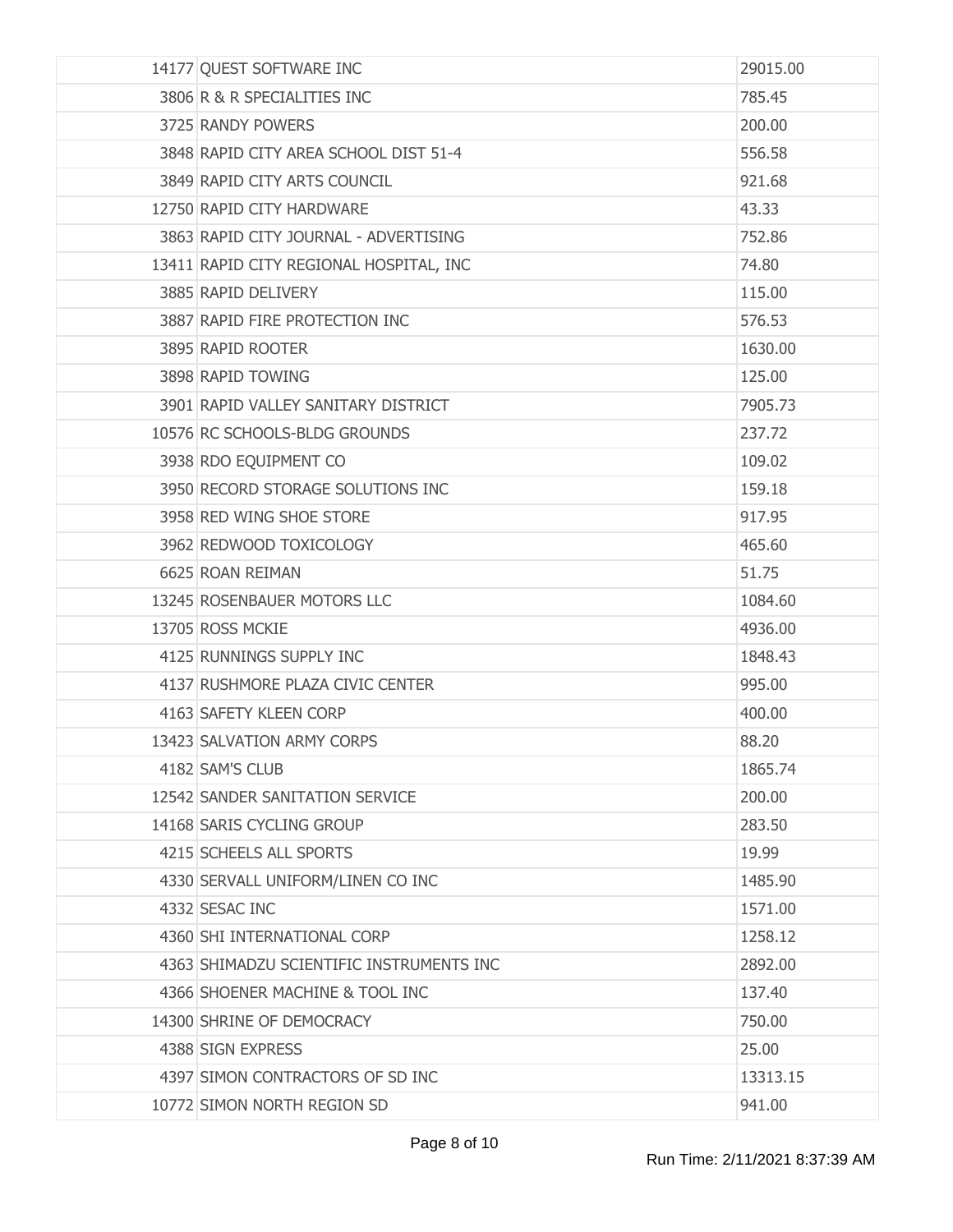| | | |
|---|---|---|
| 14177 | QUEST SOFTWARE INC | 29015.00 |
| 3806 | R & R SPECIALITIES INC | 785.45 |
| 3725 | RANDY POWERS | 200.00 |
| 3848 | RAPID CITY AREA SCHOOL DIST 51-4 | 556.58 |
| 3849 | RAPID CITY ARTS COUNCIL | 921.68 |
| 12750 | RAPID CITY HARDWARE | 43.33 |
| 3863 | RAPID CITY JOURNAL - ADVERTISING | 752.86 |
| 13411 | RAPID CITY REGIONAL HOSPITAL, INC | 74.80 |
| 3885 | RAPID DELIVERY | 115.00 |
| 3887 | RAPID FIRE PROTECTION INC | 576.53 |
| 3895 | RAPID ROOTER | 1630.00 |
| 3898 | RAPID TOWING | 125.00 |
| 3901 | RAPID VALLEY SANITARY DISTRICT | 7905.73 |
| 10576 | RC SCHOOLS-BLDG GROUNDS | 237.72 |
| 3938 | RDO EQUIPMENT CO | 109.02 |
| 3950 | RECORD STORAGE SOLUTIONS INC | 159.18 |
| 3958 | RED WING SHOE STORE | 917.95 |
| 3962 | REDWOOD TOXICOLOGY | 465.60 |
| 6625 | ROAN REIMAN | 51.75 |
| 13245 | ROSENBAUER MOTORS LLC | 1084.60 |
| 13705 | ROSS MCKIE | 4936.00 |
| 4125 | RUNNINGS SUPPLY INC | 1848.43 |
| 4137 | RUSHMORE PLAZA CIVIC CENTER | 995.00 |
| 4163 | SAFETY KLEEN CORP | 400.00 |
| 13423 | SALVATION ARMY CORPS | 88.20 |
| 4182 | SAM'S CLUB | 1865.74 |
| 12542 | SANDER SANITATION SERVICE | 200.00 |
| 14168 | SARIS CYCLING GROUP | 283.50 |
| 4215 | SCHEELS ALL SPORTS | 19.99 |
| 4330 | SERVALL UNIFORM/LINEN CO INC | 1485.90 |
| 4332 | SESAC INC | 1571.00 |
| 4360 | SHI INTERNATIONAL CORP | 1258.12 |
| 4363 | SHIMADZU SCIENTIFIC INSTRUMENTS INC | 2892.00 |
| 4366 | SHOENER MACHINE & TOOL INC | 137.40 |
| 14300 | SHRINE OF DEMOCRACY | 750.00 |
| 4388 | SIGN EXPRESS | 25.00 |
| 4397 | SIMON CONTRACTORS OF SD INC | 13313.15 |
| 10772 | SIMON NORTH REGION SD | 941.00 |

Run Time: 2/11/2021 8:37:39 AM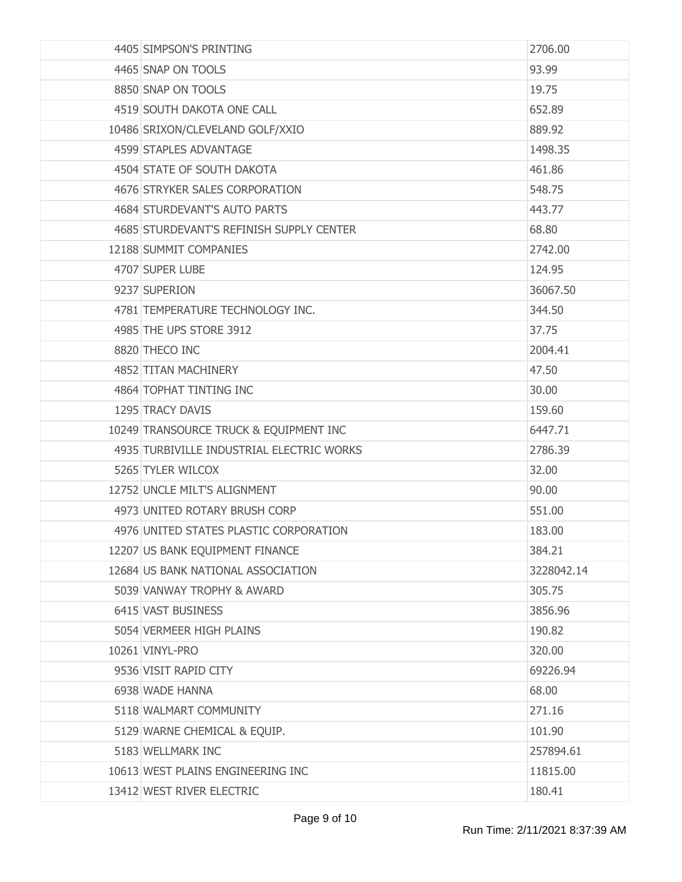| | | |
|---|---|---|
| 4405 | SIMPSON'S PRINTING | 2706.00 |
| 4465 | SNAP ON TOOLS | 93.99 |
| 8850 | SNAP ON TOOLS | 19.75 |
| 4519 | SOUTH DAKOTA ONE CALL | 652.89 |
| 10486 | SRIXON/CLEVELAND GOLF/XXIO | 889.92 |
| 4599 | STAPLES ADVANTAGE | 1498.35 |
| 4504 | STATE OF SOUTH DAKOTA | 461.86 |
| 4676 | STRYKER SALES CORPORATION | 548.75 |
| 4684 | STURDEVANT'S AUTO PARTS | 443.77 |
| 4685 | STURDEVANT'S REFINISH SUPPLY CENTER | 68.80 |
| 12188 | SUMMIT COMPANIES | 2742.00 |
| 4707 | SUPER LUBE | 124.95 |
| 9237 | SUPERION | 36067.50 |
| 4781 | TEMPERATURE TECHNOLOGY INC. | 344.50 |
| 4985 | THE UPS STORE 3912 | 37.75 |
| 8820 | THECO INC | 2004.41 |
| 4852 | TITAN MACHINERY | 47.50 |
| 4864 | TOPHAT TINTING INC | 30.00 |
| 1295 | TRACY DAVIS | 159.60 |
| 10249 | TRANSOURCE TRUCK & EQUIPMENT INC | 6447.71 |
| 4935 | TURBIVILLE INDUSTRIAL ELECTRIC WORKS | 2786.39 |
| 5265 | TYLER WILCOX | 32.00 |
| 12752 | UNCLE MILT'S ALIGNMENT | 90.00 |
| 4973 | UNITED ROTARY BRUSH CORP | 551.00 |
| 4976 | UNITED STATES PLASTIC CORPORATION | 183.00 |
| 12207 | US BANK EQUIPMENT FINANCE | 384.21 |
| 12684 | US BANK NATIONAL ASSOCIATION | 3228042.14 |
| 5039 | VANWAY TROPHY & AWARD | 305.75 |
| 6415 | VAST BUSINESS | 3856.96 |
| 5054 | VERMEER HIGH PLAINS | 190.82 |
| 10261 | VINYL-PRO | 320.00 |
| 9536 | VISIT RAPID CITY | 69226.94 |
| 6938 | WADE HANNA | 68.00 |
| 5118 | WALMART COMMUNITY | 271.16 |
| 5129 | WARNE CHEMICAL & EQUIP. | 101.90 |
| 5183 | WELLMARK INC | 257894.61 |
| 10613 | WEST PLAINS ENGINEERING INC | 11815.00 |
| 13412 | WEST RIVER ELECTRIC | 180.41 |

Run Time: 2/11/2021 8:37:39 AM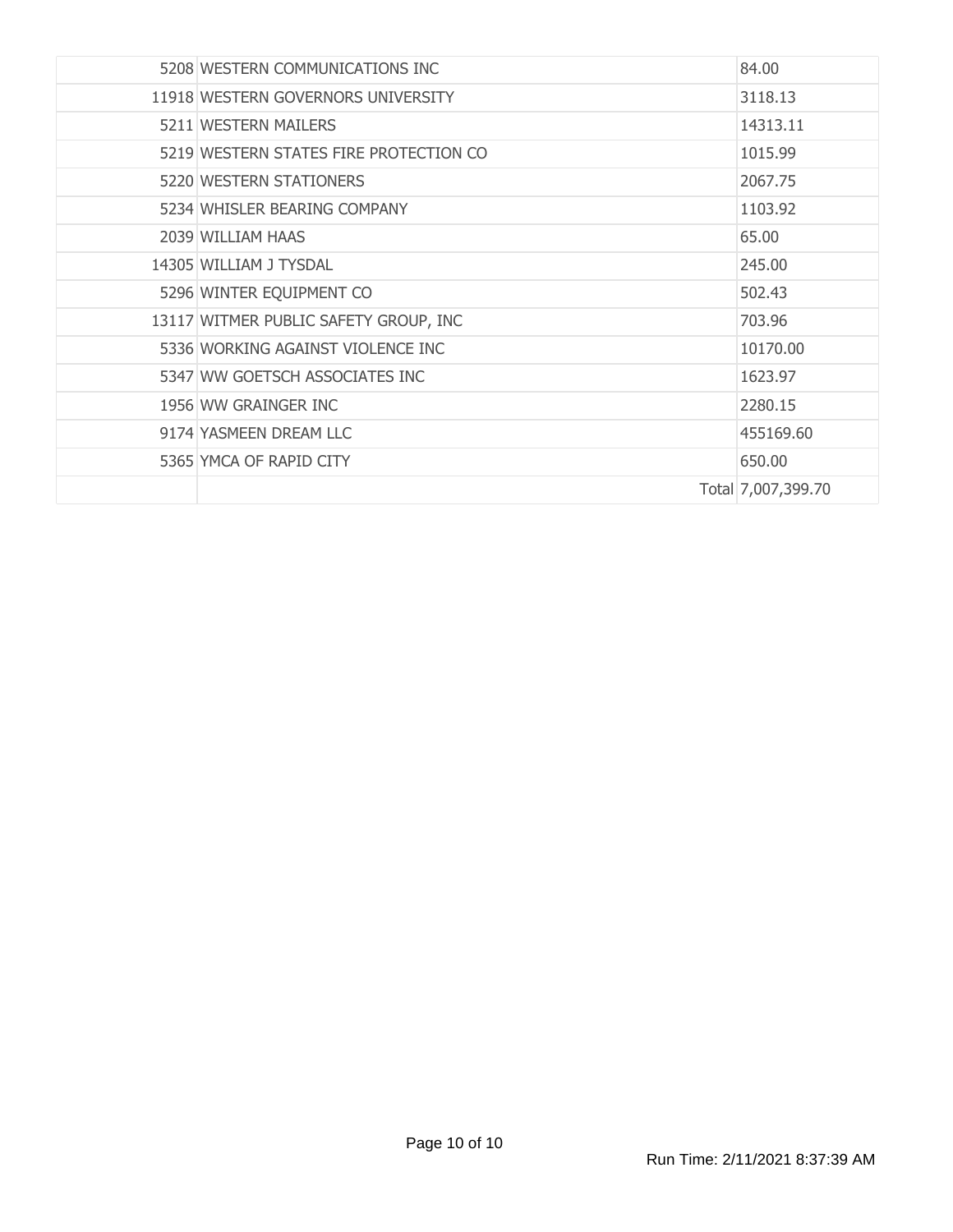| | | |
|---|---|---|
| 5208 | WESTERN COMMUNICATIONS INC | 84.00 |
| 11918 | WESTERN GOVERNORS UNIVERSITY | 3118.13 |
| 5211 | WESTERN MAILERS | 14313.11 |
| 5219 | WESTERN STATES FIRE PROTECTION CO | 1015.99 |
| 5220 | WESTERN STATIONERS | 2067.75 |
| 5234 | WHISLER BEARING COMPANY | 1103.92 |
| 2039 | WILLIAM HAAS | 65.00 |
| 14305 | WILLIAM J TYSDAL | 245.00 |
| 5296 | WINTER EQUIPMENT CO | 502.43 |
| 13117 | WITMER PUBLIC SAFETY GROUP, INC | 703.96 |
| 5336 | WORKING AGAINST VIOLENCE INC | 10170.00 |
| 5347 | WW GOETSCH ASSOCIATES INC | 1623.97 |
| 1956 | WW GRAINGER INC | 2280.15 |
| 9174 | YASMEEN DREAM LLC | 455169.60 |
| 5365 | YMCA OF RAPID CITY | 650.00 |
| | | Total 7,007,399.70 |

Run Time: 2/11/2021 8:37:39 AM